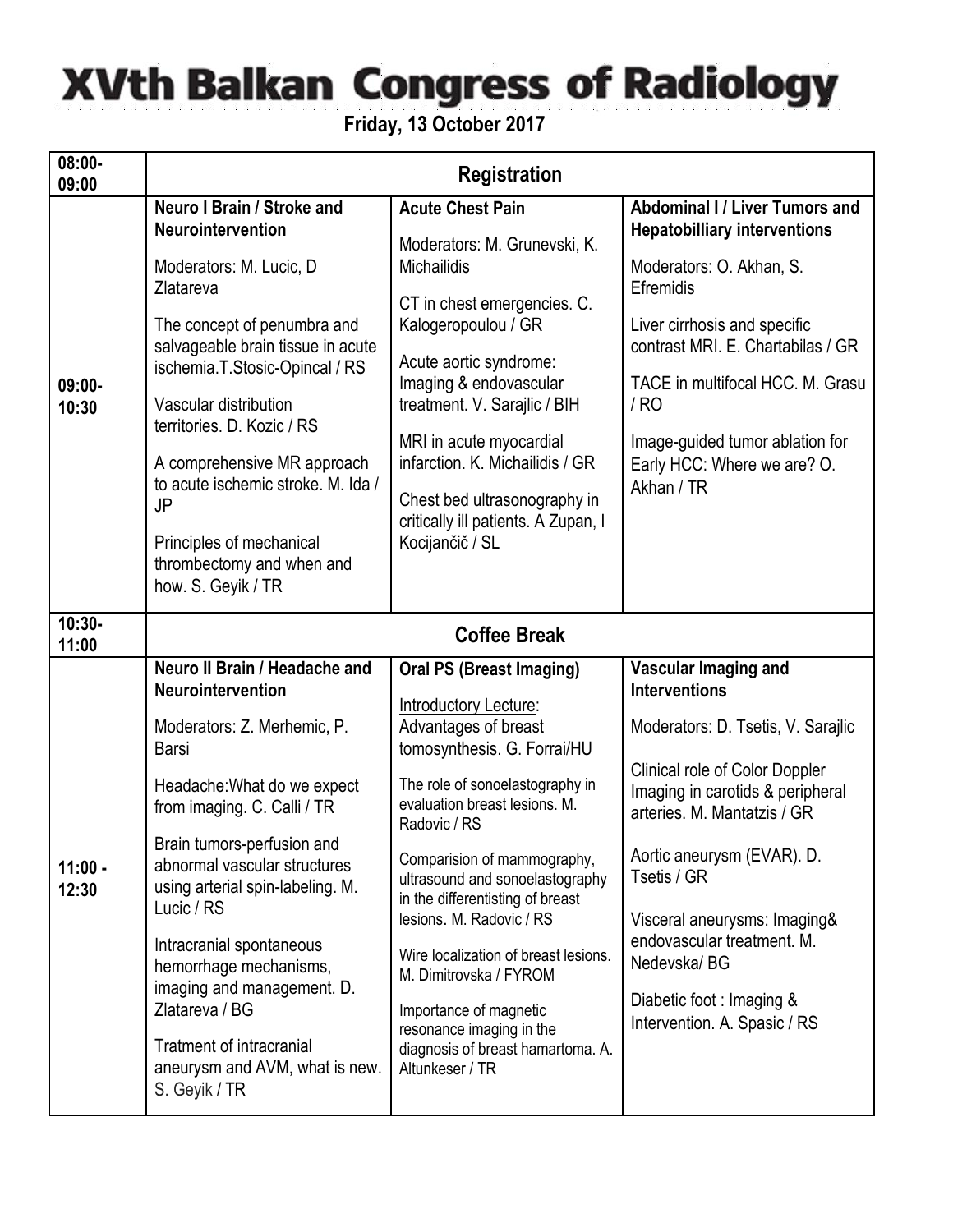# XVth Balkan Congress of Radiology

## Friday, 13 October 2017

| Time | | | |
|---|---|---|---|
| 08:00-09:00 | **Registration** | | |
| 09:00-10:30 | **Neuro I Brain / Stroke and Neurointervention**<br><br>Moderators: M. Lucic, D Zlatareva<br><br>The concept of penumbra and salvageable brain tissue in acute ischemia.T.Stosic-Opincal / RS<br><br>Vascular distribution territories. D. Kozic / RS<br><br>A comprehensive MR approach to acute ischemic stroke. M. Ida / JP<br><br>Principles of mechanical thrombectomy and when and how. S. Geyik / TR | **Acute Chest Pain**<br><br>Moderators: M. Grunevski, K. Michailidis<br><br>CT in chest emergencies. C. Kalogeropoulou / GR<br><br>Acute aortic syndrome: Imaging & endovascular treatment. V. Sarajlic / BIH<br><br>MRI in acute myocardial infarction. K. Michailidis / GR<br><br>Chest bed ultrasonography in critically ill patients. A Zupan, I Kocijančič / SL | **Abdominal I / Liver Tumors and Hepatobilliary interventions**<br><br>Moderators: O. Akhan, S. Efremidis<br><br>Liver cirrhosis and specific contrast MRI. E. Chartabilas / GR<br><br>TACE in multifocal HCC. M. Grasu / RO<br><br>Image-guided tumor ablation for Early HCC: Where we are? O. Akhan / TR |
| 10:30-11:00 | **Coffee Break** | | |
| 11:00 - 12:30 | **Neuro II Brain / Headache and Neurointervention**<br><br>Moderators: Z. Merhemic, P. Barsi<br><br>Headache:What do we expect from imaging. C. Calli / TR<br><br>Brain tumors-perfusion and abnormal vascular structures using arterial spin-labeling. M. Lucic / RS<br><br>Intracranial spontaneous hemorrhage mechanisms, imaging and management. D. Zlatareva / BG<br><br>Tratment of intracranial aneurysm and AVM, what is new. S. Geyik / TR | **Oral PS (Breast Imaging)**<br><br>Introductory Lecture: Advantages of breast tomosynthesis. G. Forrai/HU<br><br>The role of sonoelastography in evaluation breast lesions. M. Radovic / RS<br><br>Comparision of mammography, ultrasound and sonoelastography in the differentisting of breast lesions. M. Radovic / RS<br><br>Wire localization of breast lesions. M. Dimitrovska / FYROM<br><br>Importance of magnetic resonance imaging in the diagnosis of breast hamartoma. A. Altunkeser / TR | **Vascular Imaging and Interventions**<br><br>Moderators: D. Tsetis, V. Sarajlic<br><br>Clinical role of Color Doppler Imaging in carotids & peripheral arteries. M. Mantatzis / GR<br><br>Aortic aneurysm (EVAR). D. Tsetis / GR<br><br>Visceral aneurysms: Imaging& endovascular treatment. M. Nedevska/ BG<br><br>Diabetic foot : Imaging & Intervention. A. Spasic / RS |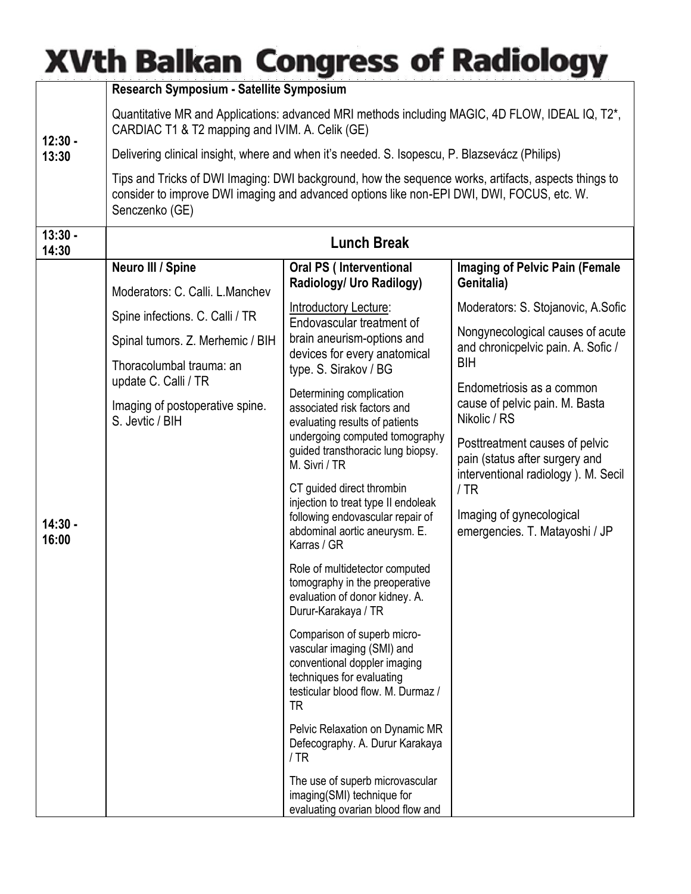# XVth Balkan Congress of Radiology

| | | | |
|---|---|---|---|
| 12:30 - 13:30 | **Research Symposium - Satellite Symposium**<br>Quantitative MR and Applications: advanced MRI methods including MAGIC, 4D FLOW, IDEAL IQ, T2*, CARDIAC T1 & T2 mapping and IVIM. A. Celik (GE)<br>Delivering clinical insight, where and when it's needed. S. Isopescu, P. Blazsevácz (Philips)<br>Tips and Tricks of DWI Imaging: DWI background, how the sequence works, artifacts, aspects things to consider to improve DWI imaging and advanced options like non-EPI DWI, DWI, FOCUS, etc. W. Senczenko (GE) | | |
| 13:30 - 14:30 | **Lunch Break** | | |
| 14:30 - 16:00 | **Neuro III / Spine**<br>Moderators: C. Calli. L.Manchev<br>Spine infections. C. Calli / TR<br>Spinal tumors. Z. Merhemic / BIH<br>Thoracolumbal trauma: an update C. Calli / TR<br>Imaging of postoperative spine. S. Jevtic / BIH | **Oral PS ( Interventional Radiology/ Uro Radilogy)**<br>Introductory Lecture: Endovascular treatment of brain aneurism-options and devices for every anatomical type. S. Sirakov / BG<br>Determining complication associated risk factors and evaluating results of patients undergoing computed tomography guided transthoracic lung biopsy. M. Sivri / TR<br>CT guided direct thrombin injection to treat type II endoleak following endovascular repair of abdominal aortic aneurysm. E. Karras / GR<br>Role of multidetector computed tomography in the preoperative evaluation of donor kidney. A. Durur-Karakaya / TR<br>Comparison of superb micro-vascular imaging (SMI) and conventional doppler imaging techniques for evaluating testicular blood flow. M. Durmaz / TR<br>Pelvic Relaxation on Dynamic MR Defecography. A. Durur Karakaya / TR<br>The use of superb microvascular imaging(SMI) technique for evaluating ovarian blood flow and | **Imaging of Pelvic Pain (Female Genitalia)**<br>Moderators: S. Stojanovic, A.Sofic<br>Nongynecological causes of acute and chronicpelvic pain. A. Sofic / BIH<br>Endometriosis as a common cause of pelvic pain. M. Basta Nikolic / RS<br>Posttreatment causes of pelvic pain (status after surgery and interventional radiology ). M. Secil / TR<br>Imaging of gynecological emergencies. T. Matayoshi / JP |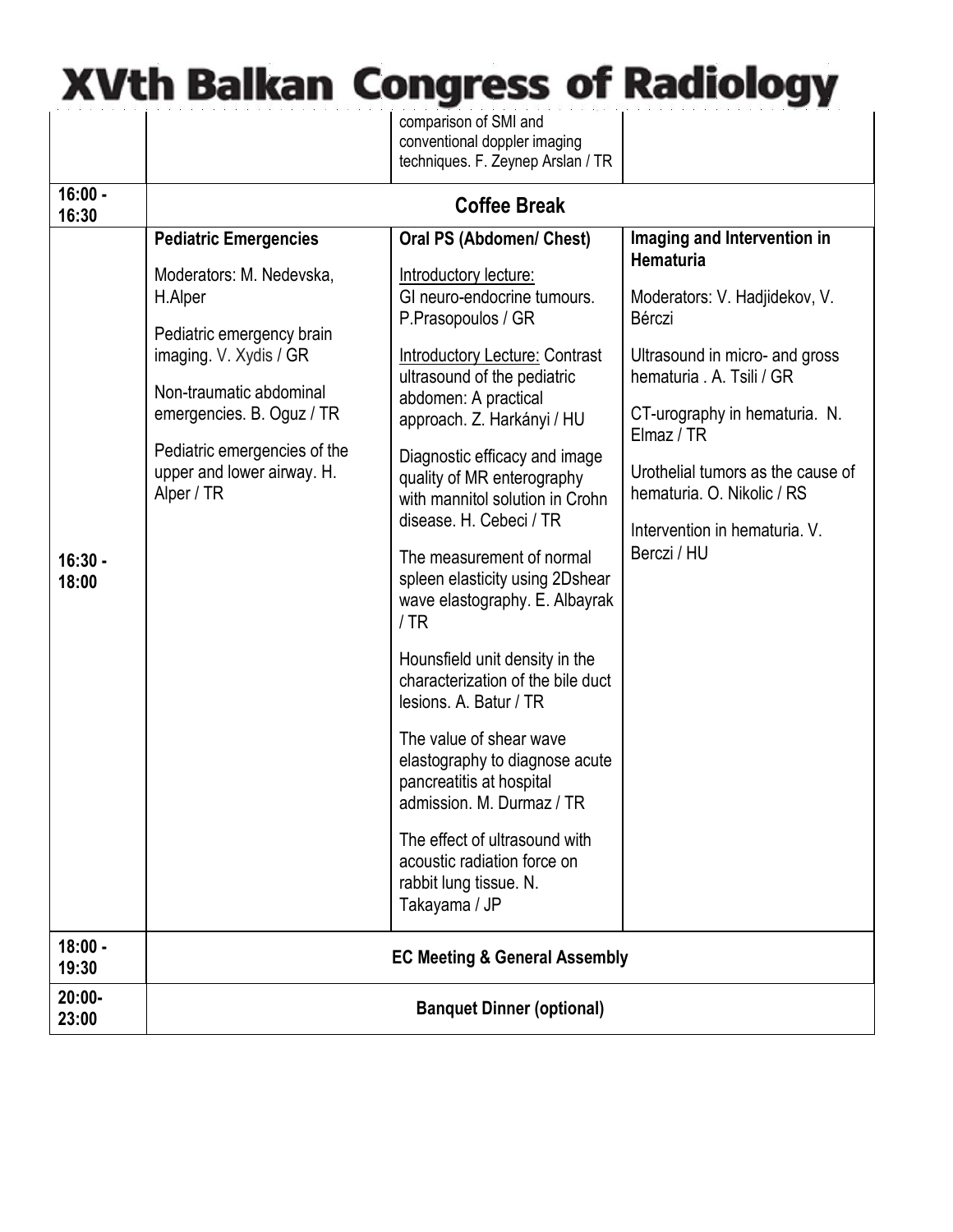| | | | |
|---|---|---|---|
| | | comparison of SMI and conventional doppler imaging techniques. F. Zeynep Arslan / TR | |
| 16:00 - 16:30 | **Coffee Break** | | |
| 16:30 - 18:00 | **Pediatric Emergencies**<br><br>Moderators: M. Nedevska, H.Alper<br><br>Pediatric emergency brain imaging. V. Xydis / GR<br><br>Non-traumatic abdominal emergencies. B. Oguz / TR<br><br>Pediatric emergencies of the upper and lower airway. H. Alper / TR | **Oral PS (Abdomen/ Chest)**<br><br>Introductory lecture:<br>GI neuro-endocrine tumours. P.Prasopoulos / GR<br><br>Introductory Lecture: Contrast ultrasound of the pediatric abdomen: A practical approach. Z. Harkányi / HU<br><br>Diagnostic efficacy and image quality of MR enterography with mannitol solution in Crohn disease. H. Cebeci / TR<br><br>The measurement of normal spleen elasticity using 2Dshear wave elastography. E. Albayrak / TR<br><br>Hounsfield unit density in the characterization of the bile duct lesions. A. Batur / TR<br><br>The value of shear wave elastography to diagnose acute pancreatitis at hospital admission. M. Durmaz / TR<br><br>The effect of ultrasound with acoustic radiation force on rabbit lung tissue. N. Takayama / JP | **Imaging and Intervention in Hematuria**<br><br>Moderators: V. Hadjidekov, V. Bérczi<br><br>Ultrasound in micro- and gross hematuria . A. Tsili / GR<br><br>CT-urography in hematuria. N. Elmaz / TR<br><br>Urothelial tumors as the cause of hematuria. O. Nikolic / RS<br><br>Intervention in hematuria. V. Berczi / HU |
| 18:00 - 19:30 | **EC Meeting & General Assembly** | | |
| 20:00-23:00 | **Banquet Dinner (optional)** | | |